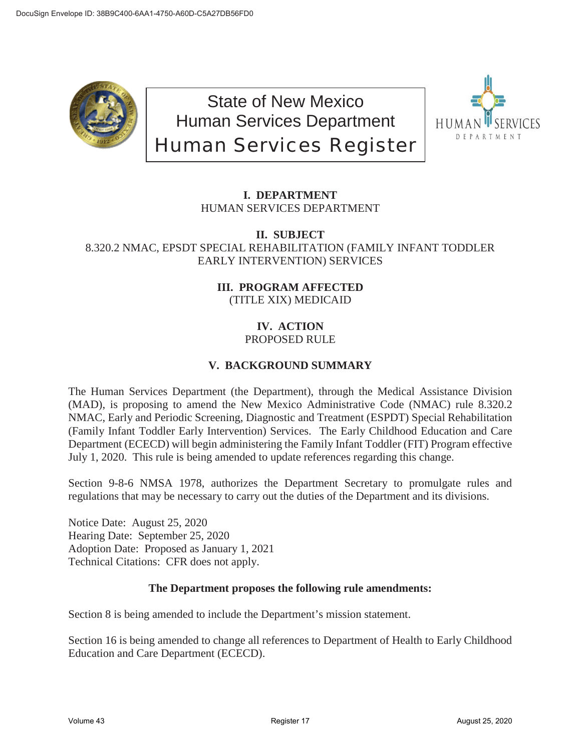State of New Mexico
Human Services Department
# Human Services Register

## I. DEPARTMENT
HUMAN SERVICES DEPARTMENT

## II. SUBJECT
8.320.2 NMAC, EPSDT SPECIAL REHABILITATION (FAMILY INFANT TODDLER EARLY INTERVENTION) SERVICES

## III. PROGRAM AFFECTED
(TITLE XIX) MEDICAID

## IV. ACTION
PROPOSED RULE

## V. BACKGROUND SUMMARY

The Human Services Department (the Department), through the Medical Assistance Division (MAD), is proposing to amend the New Mexico Administrative Code (NMAC) rule 8.320.2 NMAC, Early and Periodic Screening, Diagnostic and Treatment (ESPDT) Special Rehabilitation (Family Infant Toddler Early Intervention) Services. The Early Childhood Education and Care Department (ECECD) will begin administering the Family Infant Toddler (FIT) Program effective July 1, 2020. This rule is being amended to update references regarding this change.

Section 9-8-6 NMSA 1978, authorizes the Department Secretary to promulgate rules and regulations that may be necessary to carry out the duties of the Department and its divisions.

Notice Date: August 25, 2020
Hearing Date: September 25, 2020
Adoption Date: Proposed as January 1, 2021
Technical Citations: CFR does not apply.

**The Department proposes the following rule amendments:**

Section 8 is being amended to include the Department's mission statement.

Section 16 is being amended to change all references to Department of Health to Early Childhood Education and Care Department (ECECD).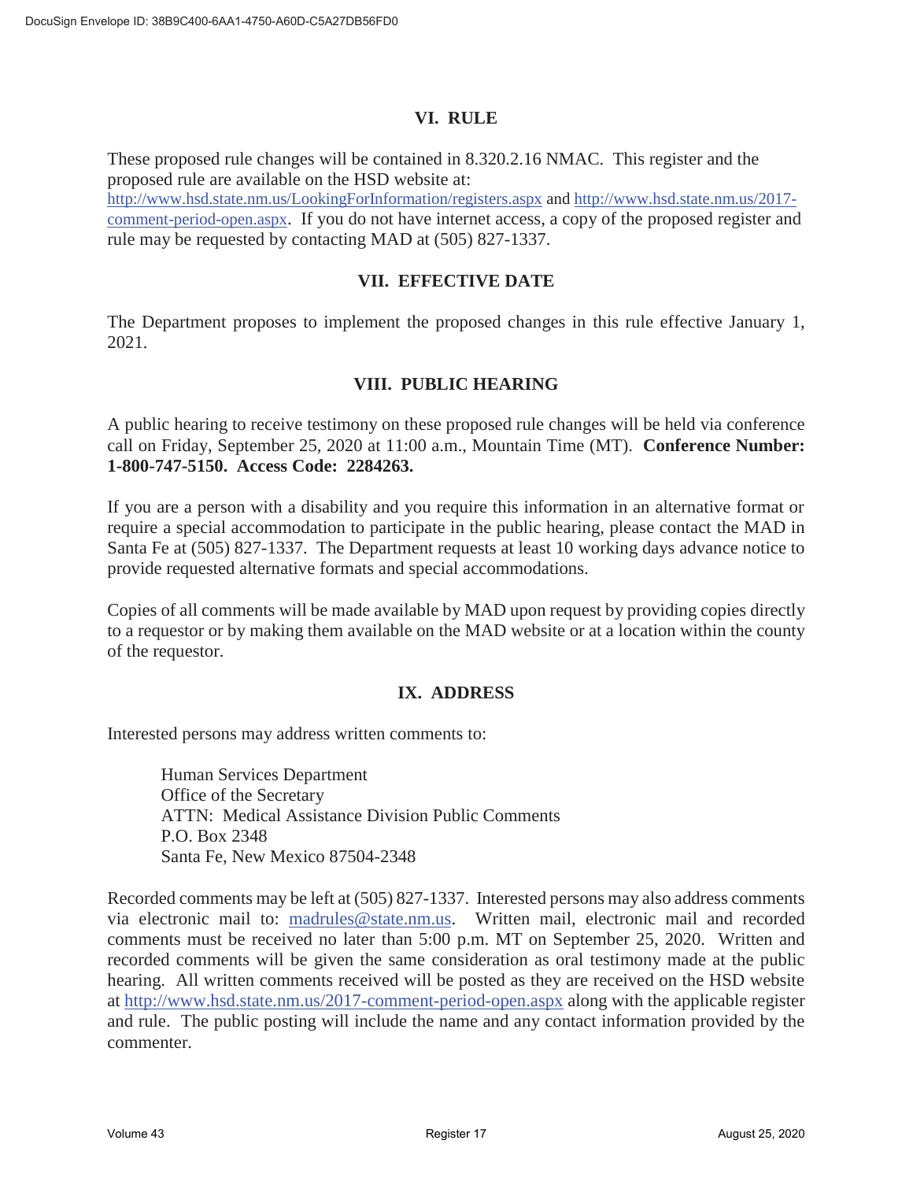## VI. RULE

These proposed rule changes will be contained in 8.320.2.16 NMAC. This register and the proposed rule are available on the HSD website at: http://www.hsd.state.nm.us/LookingForInformation/registers.aspx and http://www.hsd.state.nm.us/2017-comment-period-open.aspx. If you do not have internet access, a copy of the proposed register and rule may be requested by contacting MAD at (505) 827-1337.

## VII. EFFECTIVE DATE

The Department proposes to implement the proposed changes in this rule effective January 1, 2021.

## VIII. PUBLIC HEARING

A public hearing to receive testimony on these proposed rule changes will be held via conference call on Friday, September 25, 2020 at 11:00 a.m., Mountain Time (MT). **Conference Number: 1-800-747-5150. Access Code: 2284263.**

If you are a person with a disability and you require this information in an alternative format or require a special accommodation to participate in the public hearing, please contact the MAD in Santa Fe at (505) 827-1337. The Department requests at least 10 working days advance notice to provide requested alternative formats and special accommodations.

Copies of all comments will be made available by MAD upon request by providing copies directly to a requestor or by making them available on the MAD website or at a location within the county of the requestor.

## IX. ADDRESS

Interested persons may address written comments to:

Human Services Department
Office of the Secretary
ATTN: Medical Assistance Division Public Comments
P.O. Box 2348
Santa Fe, New Mexico 87504-2348

Recorded comments may be left at (505) 827-1337. Interested persons may also address comments via electronic mail to: madrules@state.nm.us. Written mail, electronic mail and recorded comments must be received no later than 5:00 p.m. MT on September 25, 2020. Written and recorded comments will be given the same consideration as oral testimony made at the public hearing. All written comments received will be posted as they are received on the HSD website at http://www.hsd.state.nm.us/2017-comment-period-open.aspx along with the applicable register and rule. The public posting will include the name and any contact information provided by the commenter.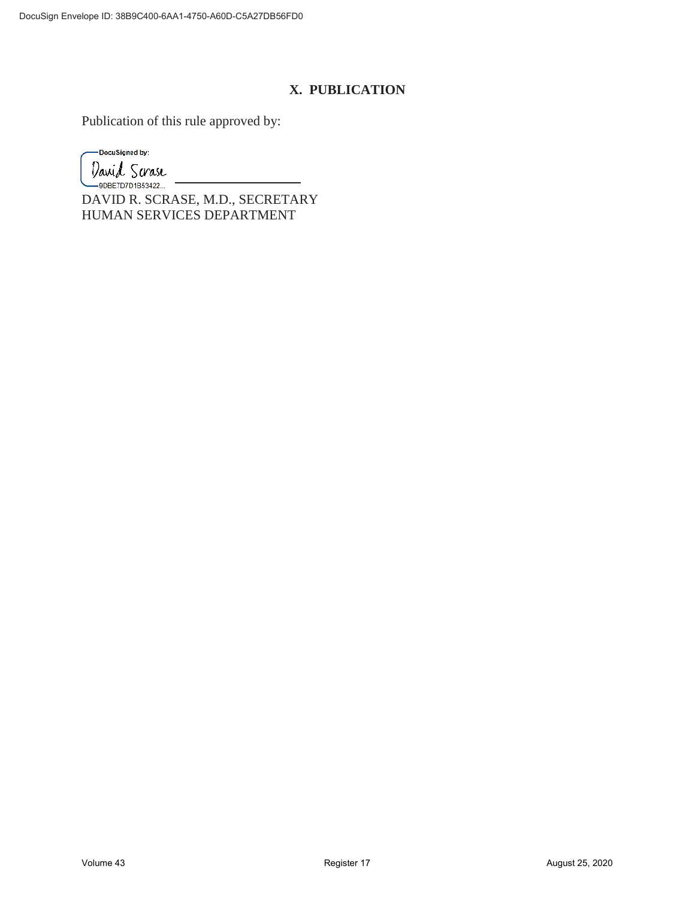DocuSign Envelope ID: 38B9C400-6AA1-4750-A60D-C5A27DB56FD0

## X. PUBLICATION

Publication of this rule approved by:

DocuSigned by:
David Scrase
9DBE7D7D1B53422...

DAVID R. SCRASE, M.D., SECRETARY
HUMAN SERVICES DEPARTMENT